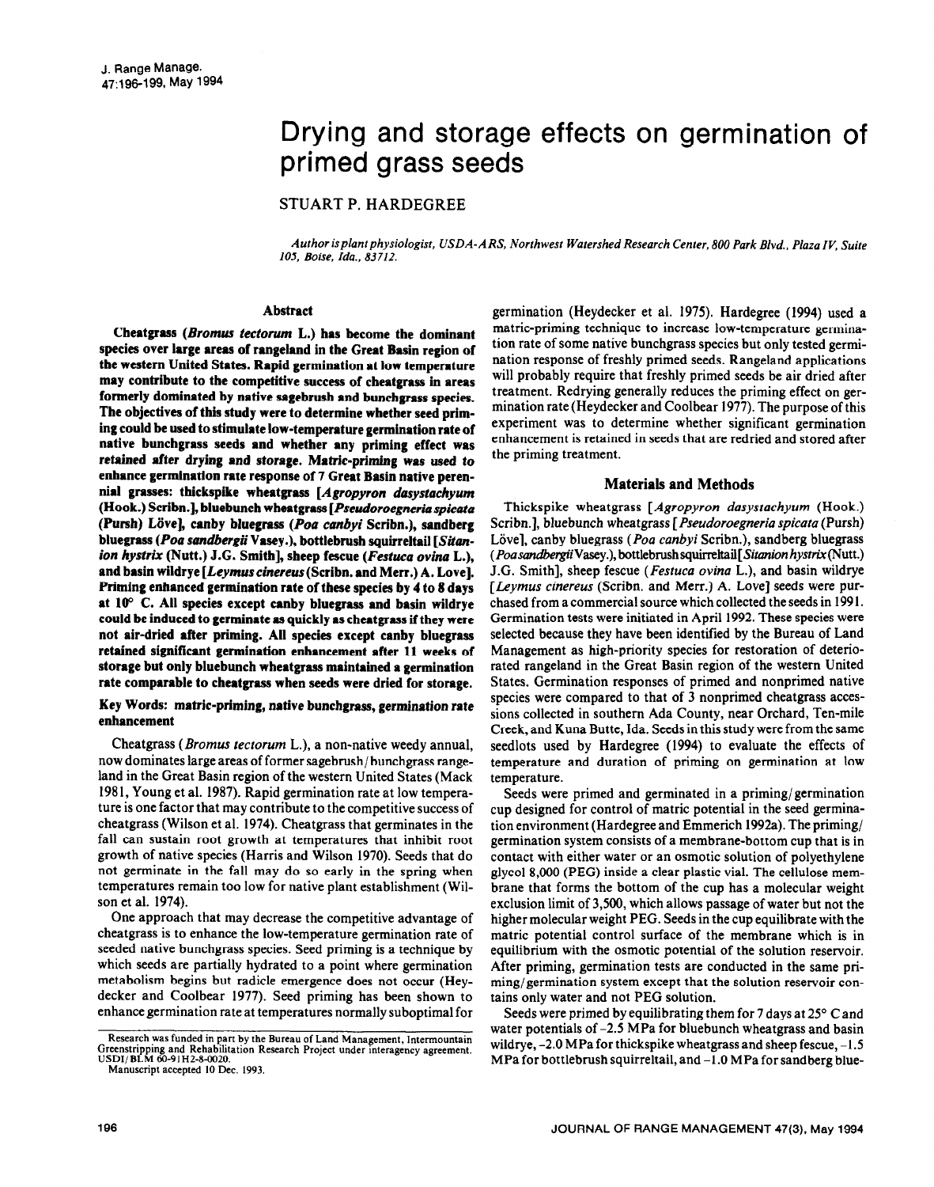# Drying and storage effects on germination of primed grass seeds

STUART P. HARDEGREE

*Author is plant physiologist, USDA-ARS, Northwest Watershed Research Center, 800 Park Blvd., Plaza IV, Suite 105, Boise, Ida., 83712.*

## Abstract

**Cheatgrass (*Bromus tectorum* L.) has become the dominant species over large areas of rangeland in the Great Basin region of the western United States. Rapid germination at low temperature may contribute to the competitive success of cheatgrass in areas formerly dominated by native sagebrush and bunchgrass species. The objectives of this study were to determine whether seed priming could be used to stimulate low-temperature germination rate of native bunchgrass seeds and whether any priming effect was retained after drying and storage. Matric-priming was used to enhance germination rate response of 7 Great Basin native perennial grasses: thickspike wheatgrass [*Agropyron dasystachyum* (Hook.) Scribn.], bluebunch wheatgrass [*Pseudoroegneria spicata* (Pursh) Löve], canby bluegrass (*Poa canbyi* Scribn.), sandberg bluegrass (*Poa sandbergii* Vasey.), bottlebrush squirreltail [*Sitanion hystrix* (Nutt.) J.G. Smith], sheep fescue (*Festuca ovina* L.), and basin wildrye [*Leymus cinereus* (Scribn. and Merr.) A. Love]. Priming enhanced germination rate of these species by 4 to 8 days at 10° C. All species except canby bluegrass and basin wildrye could be induced to germinate as quickly as cheatgrass if they were not air-dried after priming. All species except canby bluegrass retained significant germination enhancement after 11 weeks of storage but only bluebunch wheatgrass maintained a germination rate comparable to cheatgrass when seeds were dried for storage.**

**Key Words: matric-priming, native bunchgrass, germination rate enhancement**

Cheatgrass (*Bromus tectorum* L.), a non-native weedy annual, now dominates large areas of former sagebrush/bunchgrass rangeland in the Great Basin region of the western United States (Mack 1981, Young et al. 1987). Rapid germination rate at low temperature is one factor that may contribute to the competitive success of cheatgrass (Wilson et al. 1974). Cheatgrass that germinates in the fall can sustain root growth at temperatures that inhibit root growth of native species (Harris and Wilson 1970). Seeds that do not germinate in the fall may do so early in the spring when temperatures remain too low for native plant establishment (Wilson et al. 1974).

One approach that may decrease the competitive advantage of cheatgrass is to enhance the low-temperature germination rate of seeded native bunchgrass species. Seed priming is a technique by which seeds are partially hydrated to a point where germination metabolism begins but radicle emergence does not occur (Heydecker and Coolbear 1977). Seed priming has been shown to enhance germination rate at temperatures normally suboptimal for germination (Heydecker et al. 1975). Hardegree (1994) used a matric-priming technique to increase low-temperature germination rate of some native bunchgrass species but only tested germination response of freshly primed seeds. Rangeland applications will probably require that freshly primed seeds be air dried after treatment. Redrying generally reduces the priming effect on germination rate (Heydecker and Coolbear 1977). The purpose of this experiment was to determine whether significant germination enhancement is retained in seeds that are redried and stored after the priming treatment.

## Materials and Methods

Thickspike wheatgrass [*Agropyron dasystachyum* (Hook.) Scribn.], bluebunch wheatgrass [*Pseudoroegneria spicata* (Pursh) Löve], canby bluegrass (*Poa canbyi* Scribn.), sandberg bluegrass (*Poa sandbergii* Vasey.), bottlebrush squirreltail [*Sitanion hystrix* (Nutt.) J.G. Smith], sheep fescue (*Festuca ovina* L.), and basin wildrye [*Leymus cinereus* (Scribn. and Merr.) A. Love] seeds were purchased from a commercial source which collected the seeds in 1991. Germination tests were initiated in April 1992. These species were selected because they have been identified by the Bureau of Land Management as high-priority species for restoration of deteriorated rangeland in the Great Basin region of the western United States. Germination responses of primed and nonprimed native species were compared to that of 3 nonprimed cheatgrass accessions collected in southern Ada County, near Orchard, Ten-mile Creek, and Kuna Butte, Ida. Seeds in this study were from the same seedlots used by Hardegree (1994) to evaluate the effects of temperature and duration of priming on germination at low temperature.

Seeds were primed and germinated in a priming/germination cup designed for control of matric potential in the seed germination environment (Hardegree and Emmerich 1992a). The priming/germination system consists of a membrane-bottom cup that is in contact with either water or an osmotic solution of polyethylene glycol 8,000 (PEG) inside a clear plastic vial. The cellulose membrane that forms the bottom of the cup has a molecular weight exclusion limit of 3,500, which allows passage of water but not the higher molecular weight PEG. Seeds in the cup equilibrate with the matric potential control surface of the membrane which is in equilibrium with the osmotic potential of the solution reservoir. After priming, germination tests are conducted in the same priming/germination system except that the solution reservoir contains only water and not PEG solution.

Seeds were primed by equilibrating them for 7 days at 25° C and water potentials of -2.5 MPa for bluebunch wheatgrass and basin wildrye, -2.0 MPa for thickspike wheatgrass and sheep fescue, -1.5 MPa for bottlebrush squirreltail, and -1.0 MPa for sandberg blue-

Research was funded in part by the Bureau of Land Management, Intermountain Greenstripping and Rehabilitation Research Project under interagency agreement. USDI/BLM 60-91H2-8-0020.

Manuscript accepted 10 Dec. 1993.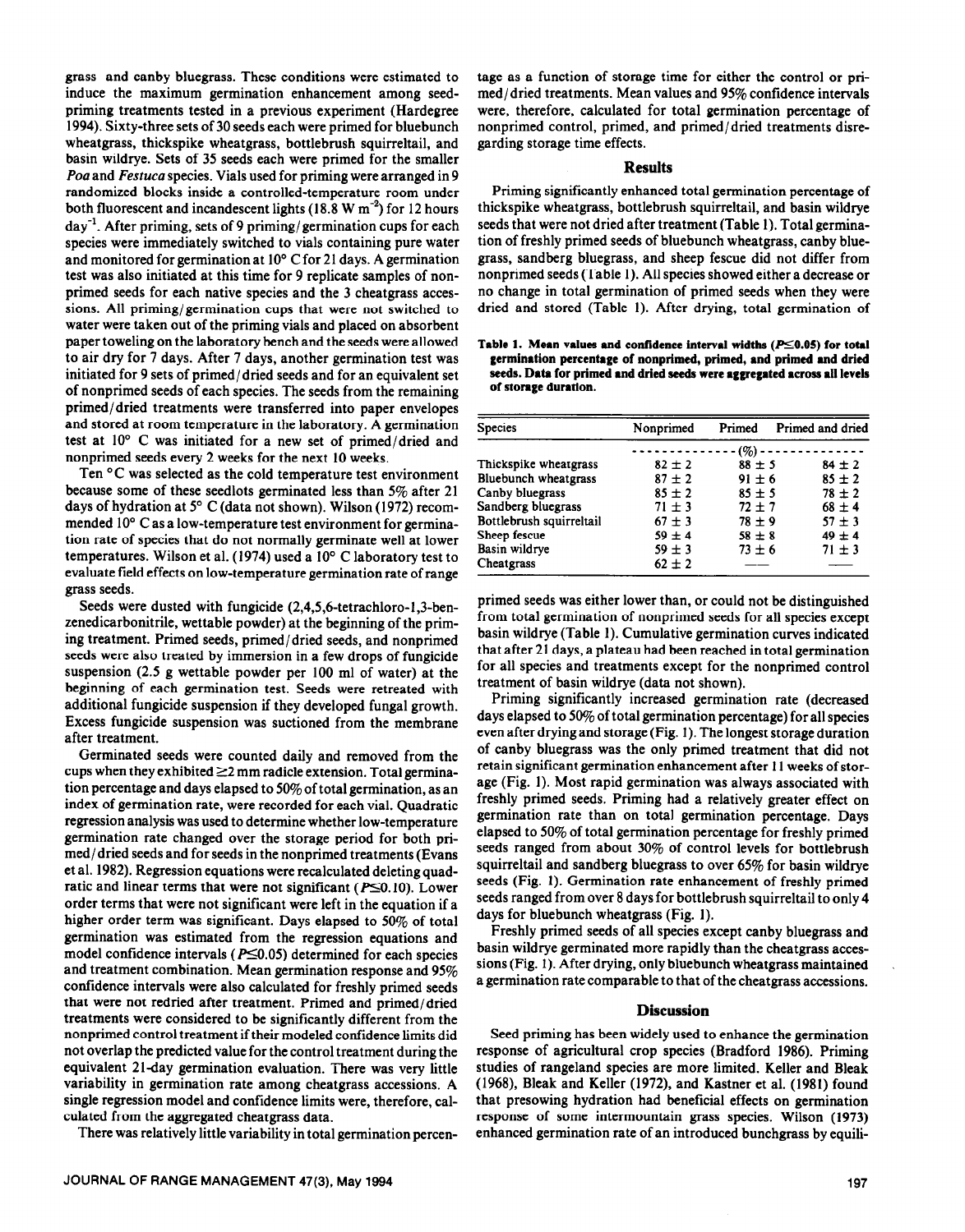grass and canby bluegrass. These conditions were estimated to induce the maximum germination enhancement among seed-priming treatments tested in a previous experiment (Hardegree 1994). Sixty-three sets of 30 seeds each were primed for bluebunch wheatgrass, thickspike wheatgrass, bottlebrush squirreltail, and basin wildrye. Sets of 35 seeds each were primed for the smaller *Poa* and *Festuca* species. Vials used for priming were arranged in 9 randomized blocks inside a controlled-temperature room under both fluorescent and incandescent lights (18.8 W $m^{-2}$) for 12 hours $day^{-1}$. After priming, sets of 9 priming/germination cups for each species were immediately switched to vials containing pure water and monitored for germination at 10° C for 21 days. A germination test was also initiated at this time for 9 replicate samples of nonprimed seeds for each native species and the 3 cheatgrass accessions. All priming/germination cups that were not switched to water were taken out of the priming vials and placed on absorbent paper toweling on the laboratory bench and the seeds were allowed to air dry for 7 days. After 7 days, another germination test was initiated for 9 sets of primed/dried seeds and for an equivalent set of nonprimed seeds of each species. The seeds from the remaining primed/dried treatments were transferred into paper envelopes and stored at room temperature in the laboratory. A germination test at 10° C was initiated for a new set of primed/dried and nonprimed seeds every 2 weeks for the next 10 weeks.

Ten °C was selected as the cold temperature test environment because some of these seedlots germinated less than 5% after 21 days of hydration at 5° C (data not shown). Wilson (1972) recommended 10° C as a low-temperature test environment for germination rate of species that do not normally germinate well at lower temperatures. Wilson et al. (1974) used a 10° C laboratory test to evaluate field effects on low-temperature germination rate of range grass seeds.

Seeds were dusted with fungicide (2,4,5,6-tetrachloro-1,3-benzenedicarbonitrile, wettable powder) at the beginning of the priming treatment. Primed seeds, primed/dried seeds, and nonprimed seeds were also treated by immersion in a few drops of fungicide suspension (2.5 g wettable powder per 100 ml of water) at the beginning of each germination test. Seeds were retreated with additional fungicide suspension if they developed fungal growth. Excess fungicide suspension was suctioned from the membrane after treatment.

Germinated seeds were counted daily and removed from the cups when they exhibited ≥2 mm radicle extension. Total germination percentage and days elapsed to 50% of total germination, as an index of germination rate, were recorded for each vial. Quadratic regression analysis was used to determine whether low-temperature germination rate changed over the storage period for both primed/dried seeds and for seeds in the nonprimed treatments (Evans et al. 1982). Regression equations were recalculated deleting quadratic and linear terms that were not significant ($P \leq 0.10$). Lower order terms that were not significant were left in the equation if a higher order term was significant. Days elapsed to 50% of total germination was estimated from the regression equations and model confidence intervals ($P \leq 0.05$) determined for each species and treatment combination. Mean germination response and 95% confidence intervals were also calculated for freshly primed seeds that were not redried after treatment. Primed and primed/dried treatments were considered to be significantly different from the nonprimed control treatment if their modeled confidence limits did not overlap the predicted value for the control treatment during the equivalent 21-day germination evaluation. There was very little variability in germination rate among cheatgrass accessions. A single regression model and confidence limits were, therefore, calculated from the aggregated cheatgrass data.

There was relatively little variability in total germination percentage as a function of storage time for either the control or primed/dried treatments. Mean values and 95% confidence intervals were, therefore, calculated for total germination percentage of nonprimed control, primed, and primed/dried treatments disregarding storage time effects.

## Results

Priming significantly enhanced total germination percentage of thickspike wheatgrass, bottlebrush squirreltail, and basin wildrye seeds that were not dried after treatment (Table 1). Total germination of freshly primed seeds of bluebunch wheatgrass, canby bluegrass, sandberg bluegrass, and sheep fescue did not differ from nonprimed seeds (Table 1). All species showed either a decrease or no change in total germination of primed seeds when they were dried and stored (Table 1). After drying, total germination of primed seeds was either lower than, or could not be distinguished from total germination of nonprimed seeds for all species except basin wildrye (Table 1). Cumulative germination curves indicated that after 21 days, a plateau had been reached in total germination for all species and treatments except for the nonprimed control treatment of basin wildrye (data not shown).

**Table 1. Mean values and confidence interval widths ($P \leq 0.05$) for total germination percentage of nonprimed, primed, and primed and dried seeds. Data for primed and dried seeds were aggregated across all levels of storage duration.**

| Species | Nonprimed | Primed | Primed and dried |
|---|---|---|---|
| | | (%) | |
| Thickspike wheatgrass | 82 ± 2 | 88 ± 5 | 84 ± 2 |
| Bluebunch wheatgrass | 87 ± 2 | 91 ± 6 | 85 ± 2 |
| Canby bluegrass | 85 ± 2 | 85 ± 5 | 78 ± 2 |
| Sandberg bluegrass | 71 ± 3 | 72 ± 7 | 68 ± 4 |
| Bottlebrush squirreltail | 67 ± 3 | 78 ± 9 | 57 ± 3 |
| Sheep fescue | 59 ± 4 | 58 ± 8 | 49 ± 4 |
| Basin wildrye | 59 ± 3 | 73 ± 6 | 71 ± 3 |
| Cheatgrass | 62 ± 2 | — | — |

Priming significantly increased germination rate (decreased days elapsed to 50% of total germination percentage) for all species even after drying and storage (Fig. 1). The longest storage duration of canby bluegrass was the only primed treatment that did not retain significant germination enhancement after 11 weeks of storage (Fig. 1). Most rapid germination was always associated with freshly primed seeds. Priming had a relatively greater effect on germination rate than on total germination percentage. Days elapsed to 50% of total germination percentage for freshly primed seeds ranged from about 30% of control levels for bottlebrush squirreltail and sandberg bluegrass to over 65% for basin wildrye seeds (Fig. 1). Germination rate enhancement of freshly primed seeds ranged from over 8 days for bottlebrush squirreltail to only 4 days for bluebunch wheatgrass (Fig. 1).

Freshly primed seeds of all species except canby bluegrass and basin wildrye germinated more rapidly than the cheatgrass accessions (Fig. 1). After drying, only bluebunch wheatgrass maintained a germination rate comparable to that of the cheatgrass accessions.

## Discussion

Seed priming has been widely used to enhance the germination response of agricultural crop species (Bradford 1986). Priming studies of rangeland species are more limited. Keller and Bleak (1968), Bleak and Keller (1972), and Kastner et al. (1981) found that presowing hydration had beneficial effects on germination response of some intermountain grass species. Wilson (1973) enhanced germination rate of an introduced bunchgrass by equili-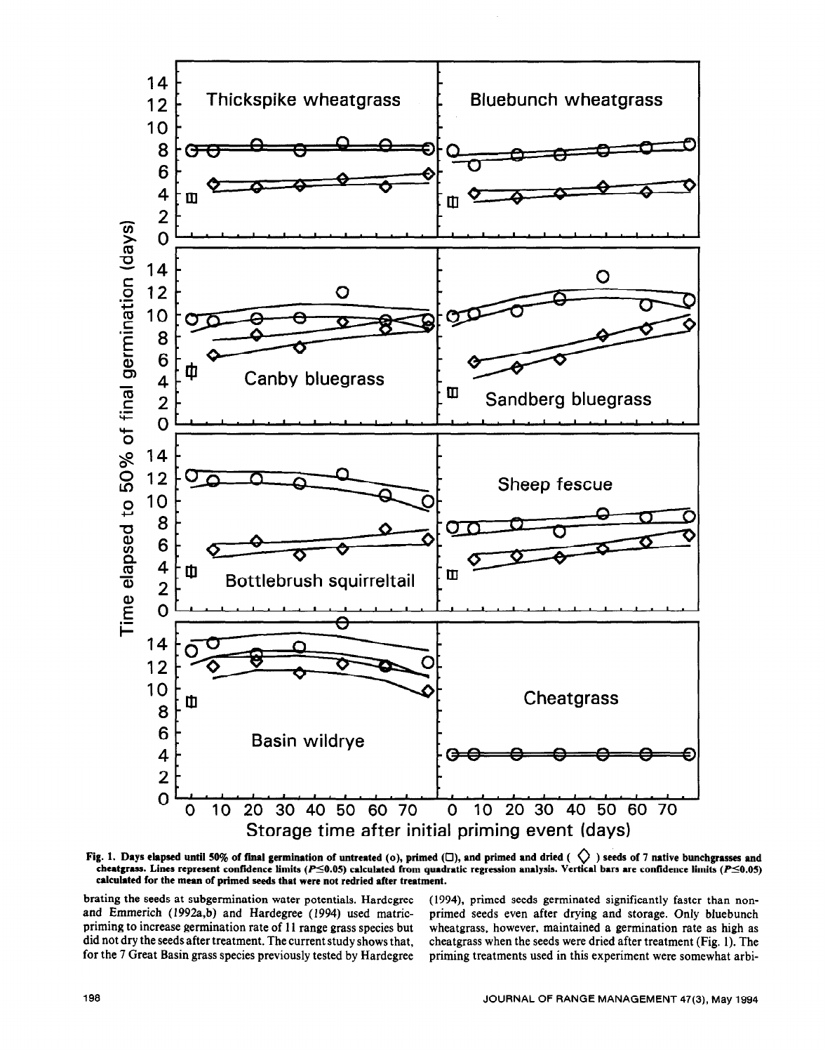Fig. 1. Days elapsed until 50% of final germination of untreated (o), primed (□), and primed and dried ( ◇ ) seeds of 7 native bunchgrasses and cheatgrass. Lines represent confidence limits ($P \leq 0.05$) calculated from quadratic regression analysis. Vertical bars are confidence limits ($P \leq 0.05$) calculated for the mean of primed seeds that were not redried after treatment.

brating the seeds at subgermination water potentials. Hardegree and Emmerich (1992a,b) and Hardegree (1994) used matric-priming to increase germination rate of 11 range grass species but did not dry the seeds after treatment. The current study shows that, for the 7 Great Basin grass species previously tested by Hardegree (1994), primed seeds germinated significantly faster than non-primed seeds even after drying and storage. Only bluebunch wheatgrass, however, maintained a germination rate as high as cheatgrass when the seeds were dried after treatment (Fig. 1). The priming treatments used in this experiment were somewhat arbi-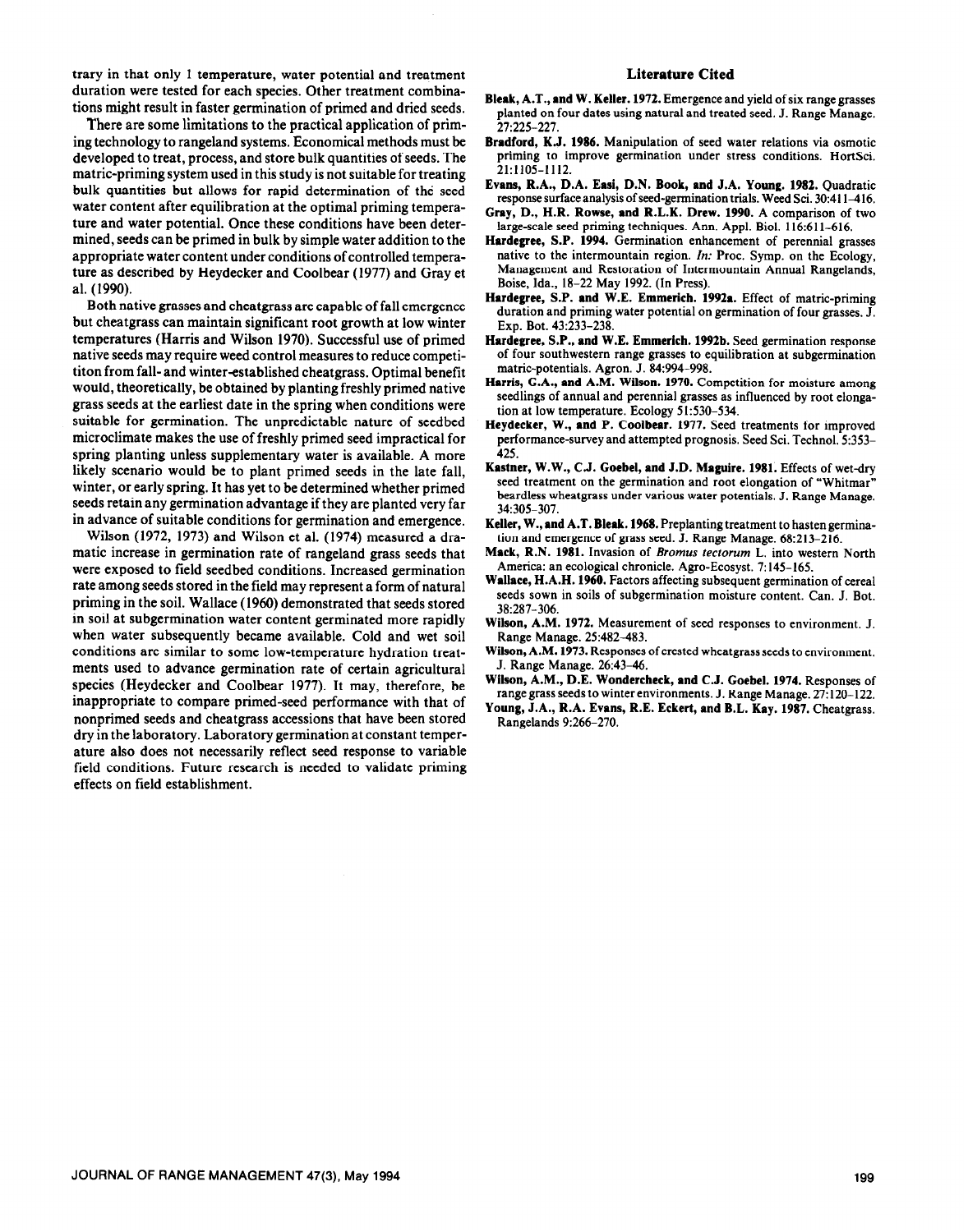trary in that only 1 temperature, water potential and treatment duration were tested for each species. Other treatment combinations might result in faster germination of primed and dried seeds.

There are some limitations to the practical application of priming technology to rangeland systems. Economical methods must be developed to treat, process, and store bulk quantities of seeds. The matric-priming system used in this study is not suitable for treating bulk quantities but allows for rapid determination of the seed water content after equilibration at the optimal priming temperature and water potential. Once these conditions have been determined, seeds can be primed in bulk by simple water addition to the appropriate water content under conditions of controlled temperature as described by Heydecker and Coolbear (1977) and Gray et al. (1990).

Both native grasses and cheatgrass are capable of fall emergence but cheatgrass can maintain significant root growth at low winter temperatures (Harris and Wilson 1970). Successful use of primed native seeds may require weed control measures to reduce competititon from fall- and winter-established cheatgrass. Optimal benefit would, theoretically, be obtained by planting freshly primed native grass seeds at the earliest date in the spring when conditions were suitable for germination. The unpredictable nature of seedbed microclimate makes the use of freshly primed seed impractical for spring planting unless supplementary water is available. A more likely scenario would be to plant primed seeds in the late fall, winter, or early spring. It has yet to be determined whether primed seeds retain any germination advantage if they are planted very far in advance of suitable conditions for germination and emergence.

Wilson (1972, 1973) and Wilson et al. (1974) measured a dramatic increase in germination rate of rangeland grass seeds that were exposed to field seedbed conditions. Increased germination rate among seeds stored in the field may represent a form of natural priming in the soil. Wallace (1960) demonstrated that seeds stored in soil at subgermination water content germinated more rapidly when water subsequently became available. Cold and wet soil conditions are similar to some low-temperature hydration treatments used to advance germination rate of certain agricultural species (Heydecker and Coolbear 1977). It may, therefore, be inappropriate to compare primed-seed performance with that of nonprimed seeds and cheatgrass accessions that have been stored dry in the laboratory. Laboratory germination at constant temperature also does not necessarily reflect seed response to variable field conditions. Future research is needed to validate priming effects on field establishment.

## Literature Cited

**Bleak, A.T., and W. Keller. 1972.** Emergence and yield of six range grasses planted on four dates using natural and treated seed. J. Range Manage. 27:225–227.

**Bradford, K.J. 1986.** Manipulation of seed water relations via osmotic priming to improve germination under stress conditions. HortSci. 21:1105–1112.

**Evans, R.A., D.A. Easi, D.N. Book, and J.A. Young. 1982.** Quadratic response surface analysis of seed-germination trials. Weed Sci. 30:411–416.

**Gray, D., H.R. Rowse, and R.L.K. Drew. 1990.** A comparison of two large-scale seed priming techniques. Ann. Appl. Biol. 116:611–616.

**Hardegree, S.P. 1994.** Germination enhancement of perennial grasses native to the intermountain region. *In:* Proc. Symp. on the Ecology, Management and Restoration of Intermountain Annual Rangelands, Boise, Ida., 18–22 May 1992. (In Press).

**Hardegree, S.P. and W.E. Emmerich. 1992a.** Effect of matric-priming duration and priming water potential on germination of four grasses. J. Exp. Bot. 43:233–238.

**Hardegree, S.P., and W.E. Emmerich. 1992b.** Seed germination response of four southwestern range grasses to equilibration at subgermination matric-potentials. Agron. J. 84:994–998.

**Harris, G.A., and A.M. Wilson. 1970.** Competition for moisture among seedlings of annual and perennial grasses as influenced by root elongation at low temperature. Ecology 51:530–534.

**Heydecker, W., and P. Coolbear. 1977.** Seed treatments for improved performance-survey and attempted prognosis. Seed Sci. Technol. 5:353–425.

**Kastner, W.W., C.J. Goebel, and J.D. Maguire. 1981.** Effects of wet-dry seed treatment on the germination and root elongation of "Whitmar" beardless wheatgrass under various water potentials. J. Range Manage. 34:305–307.

**Keller, W., and A.T. Bleak. 1968.** Preplanting treatment to hasten germination and emergence of grass seed. J. Range Manage. 68:213–216.

**Mack, R.N. 1981.** Invasion of *Bromus tectorum* L. into western North America: an ecological chronicle. Agro-Ecosyst. 7:145–165.

**Wallace, H.A.H. 1960.** Factors affecting subsequent germination of cereal seeds sown in soils of subgermination moisture content. Can. J. Bot. 38:287–306.

**Wilson, A.M. 1972.** Measurement of seed responses to environment. J. Range Manage. 25:482–483.

**Wilson, A.M. 1973.** Responses of crested wheatgrass seeds to environment. J. Range Manage. 26:43–46.

**Wilson, A.M., D.E. Wondercheck, and C.J. Goebel. 1974.** Responses of range grass seeds to winter environments. J. Range Manage. 27:120–122.

**Young, J.A., R.A. Evans, R.E. Eckert, and B.L. Kay. 1987.** Cheatgrass. Rangelands 9:266–270.